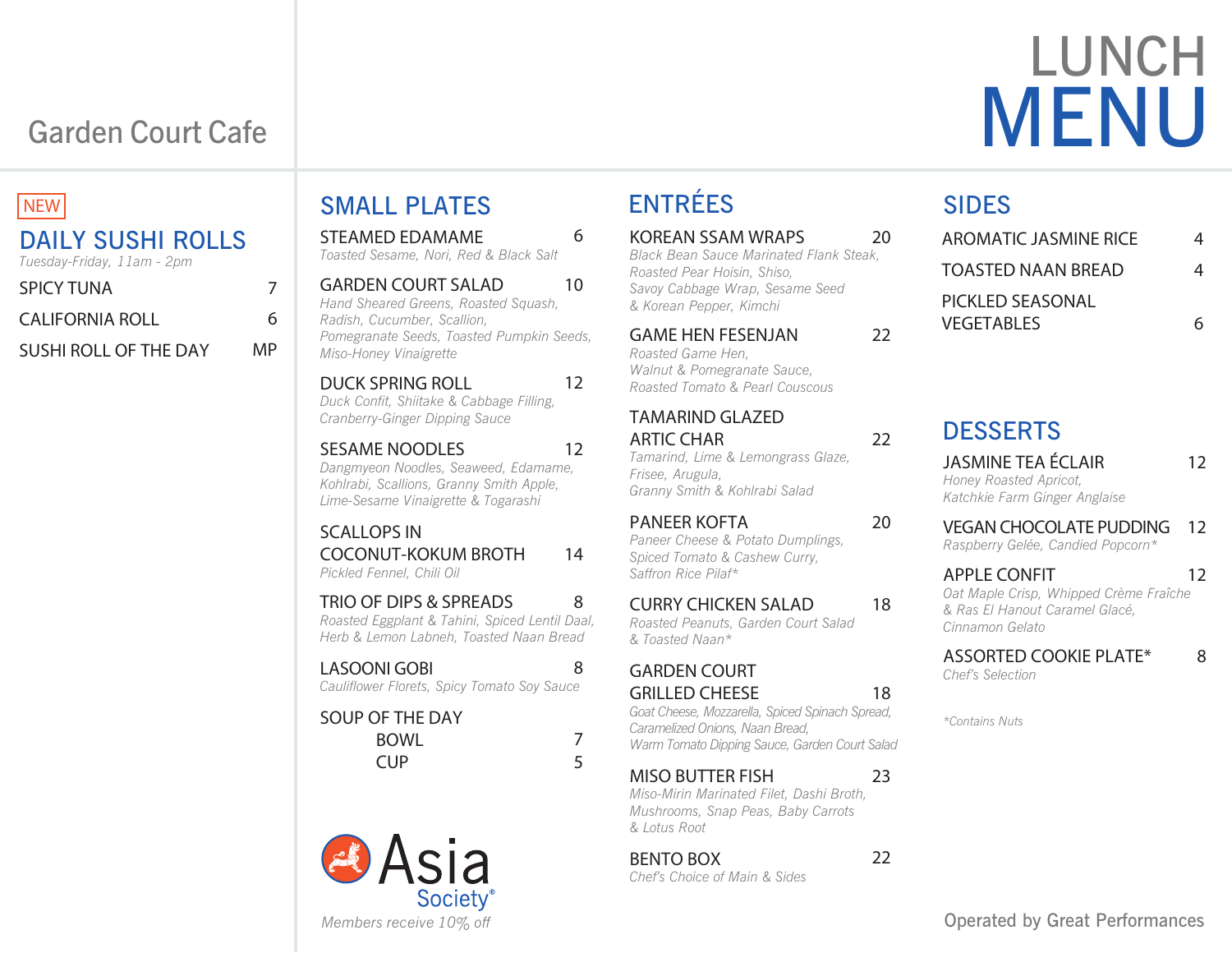# Garden Court Cafe

# LUNCH MENU

NEW

## DAILY SUSHI ROLLS

*Tuesday-Friday, 11am - 2pm*

SPICY TUNA 7

CALIFORNIA ROLL 6

SUSHI ROLL OF THE DAY MP

## SMALL PLATES

**STEAMED EDAMAME** 6
*Toasted Sesame, Nori, Red & Black Salt*

**GARDEN COURT SALAD** 10
*Hand Sheared Greens, Roasted Squash, Radish, Cucumber, Scallion, Pomegranate Seeds, Toasted Pumpkin Seeds, Miso-Honey Vinaigrette*

**DUCK SPRING ROLL** 12
*Duck Confit, Shiitake & Cabbage Filling, Cranberry-Ginger Dipping Sauce*

**SESAME NOODLES** 12
*Dangmyeon Noodles, Seaweed, Edamame, Kohlrabi, Scallions, Granny Smith Apple, Lime-Sesame Vinaigrette & Togarashi*

**SCALLOPS IN COCONUT-KOKUM BROTH** 14
*Pickled Fennel, Chili Oil*

**TRIO OF DIPS & SPREADS** 8
*Roasted Eggplant & Tahini, Spiced Lentil Daal, Herb & Lemon Labneh, Toasted Naan Bread*

**LASOONI GOBI** 8
*Cauliflower Florets, Spicy Tomato Soy Sauce*

**SOUP OF THE DAY**
BOWL 7
CUP 5

Asia Society®

*Members receive 10% off*

## ENTRÉES

**KOREAN SSAM WRAPS** 20
*Black Bean Sauce Marinated Flank Steak, Roasted Pear Hoisin, Shiso, Savoy Cabbage Wrap, Sesame Seed & Korean Pepper, Kimchi*

**GAME HEN FESENJAN** 22
*Roasted Game Hen, Walnut & Pomegranate Sauce, Roasted Tomato & Pearl Couscous*

**TAMARIND GLAZED ARTIC CHAR** 22
*Tamarind, Lime & Lemongrass Glaze, Frisee, Arugula, Granny Smith & Kohlrabi Salad*

**PANEER KOFTA** 20
*Paneer Cheese & Potato Dumplings, Spiced Tomato & Cashew Curry, Saffron Rice Pilaf**

**CURRY CHICKEN SALAD** 18
*Roasted Peanuts, Garden Court Salad & Toasted Naan**

**GARDEN COURT GRILLED CHEESE** 18
*Goat Cheese, Mozzarella, Spiced Spinach Spread, Caramelized Onions, Naan Bread, Warm Tomato Dipping Sauce, Garden Court Salad*

**MISO BUTTER FISH** 23
*Miso-Mirin Marinated Filet, Dashi Broth, Mushrooms, Snap Peas, Baby Carrots & Lotus Root*

**BENTO BOX** 22
*Chef's Choice of Main & Sides*

## SIDES

AROMATIC JASMINE RICE 4

TOASTED NAAN BREAD 4

PICKLED SEASONAL VEGETABLES 6

## DESSERTS

**JASMINE TEA ÉCLAIR** 12
*Honey Roasted Apricot, Katchkie Farm Ginger Anglaise*

**VEGAN CHOCOLATE PUDDING** 12
*Raspberry Gelée, Candied Popcorn**

**APPLE CONFIT** 12
*Oat Maple Crisp, Whipped Crème Fraîche & Ras El Hanout Caramel Glacé, Cinnamon Gelato*

**ASSORTED COOKIE PLATE*** 8
*Chef's Selection*

**Contains Nuts*

Operated by Great Performances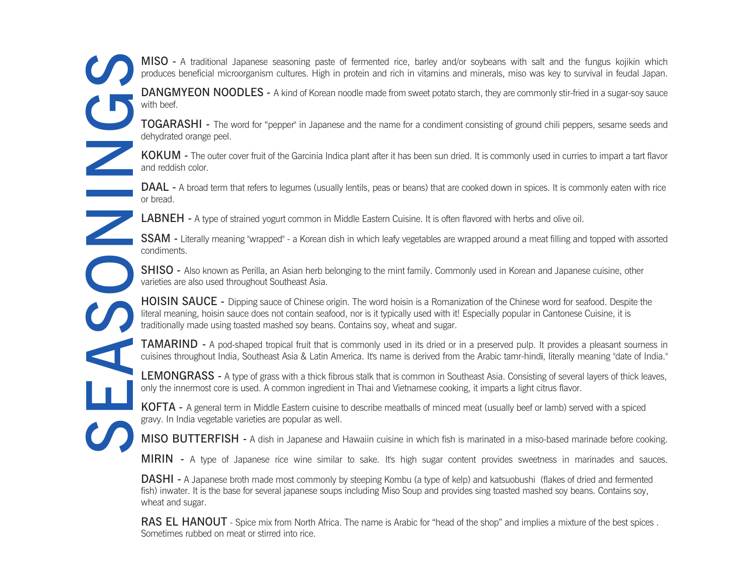# SEASONINGS

**MISO** - A traditional Japanese seasoning paste of fermented rice, barley and/or soybeans with salt and the fungus kojikin which produces beneficial microorganism cultures. High in protein and rich in vitamins and minerals, miso was key to survival in feudal Japan.

**DANGMYEON NOODLES** - A kind of Korean noodle made from sweet potato starch, they are commonly stir-fried in a sugar-soy sauce with beef.

**TOGARASHI** - The word for "pepper" in Japanese and the name for a condiment consisting of ground chili peppers, sesame seeds and dehydrated orange peel.

**KOKUM** - The outer cover fruit of the Garcinia Indica plant after it has been sun dried. It is commonly used in curries to impart a tart flavor and reddish color.

**DAAL** - A broad term that refers to legumes (usually lentils, peas or beans) that are cooked down in spices. It is commonly eaten with rice or bread.

**LABNEH** - A type of strained yogurt common in Middle Eastern Cuisine. It is often flavored with herbs and olive oil.

**SSAM** - Literally meaning "wrapped" - a Korean dish in which leafy vegetables are wrapped around a meat filling and topped with assorted condiments.

**SHISO** - Also known as Perilla, an Asian herb belonging to the mint family. Commonly used in Korean and Japanese cuisine, other varieties are also used throughout Southeast Asia.

**HOISIN SAUCE** - Dipping sauce of Chinese origin. The word hoisin is a Romanization of the Chinese word for seafood. Despite the literal meaning, hoisin sauce does not contain seafood, nor is it typically used with it! Especially popular in Cantonese Cuisine, it is traditionally made using toasted mashed soy beans. Contains soy, wheat and sugar.

**TAMARIND** - A pod-shaped tropical fruit that is commonly used in its dried or in a preserved pulp. It provides a pleasant sourness in cuisines throughout India, Southeast Asia & Latin America. It's name is derived from the Arabic tamr-hindī, literally meaning "date of India."

**LEMONGRASS** - A type of grass with a thick fibrous stalk that is common in Southeast Asia. Consisting of several layers of thick leaves, only the innermost core is used. A common ingredient in Thai and Vietnamese cooking, it imparts a light citrus flavor.

**KOFTA** - A general term in Middle Eastern cuisine to describe meatballs of minced meat (usually beef or lamb) served with a spiced gravy. In India vegetable varieties are popular as well.

**MISO BUTTERFISH** - A dish in Japanese and Hawaiin cuisine in which fish is marinated in a miso-based marinade before cooking.

**MIRIN** - A type of Japanese rice wine similar to sake. It's high sugar content provides sweetness in marinades and sauces.

**DASHI** - A Japanese broth made most commonly by steeping Kombu (a type of kelp) and katsuobushi (flakes of dried and fermented fish) inwater. It is the base for several japanese soups including Miso Soup and provides sing toasted mashed soy beans. Contains soy, wheat and sugar.

**RAS EL HANOUT** - Spice mix from North Africa. The name is Arabic for "head of the shop" and implies a mixture of the best spices . Sometimes rubbed on meat or stirred into rice.